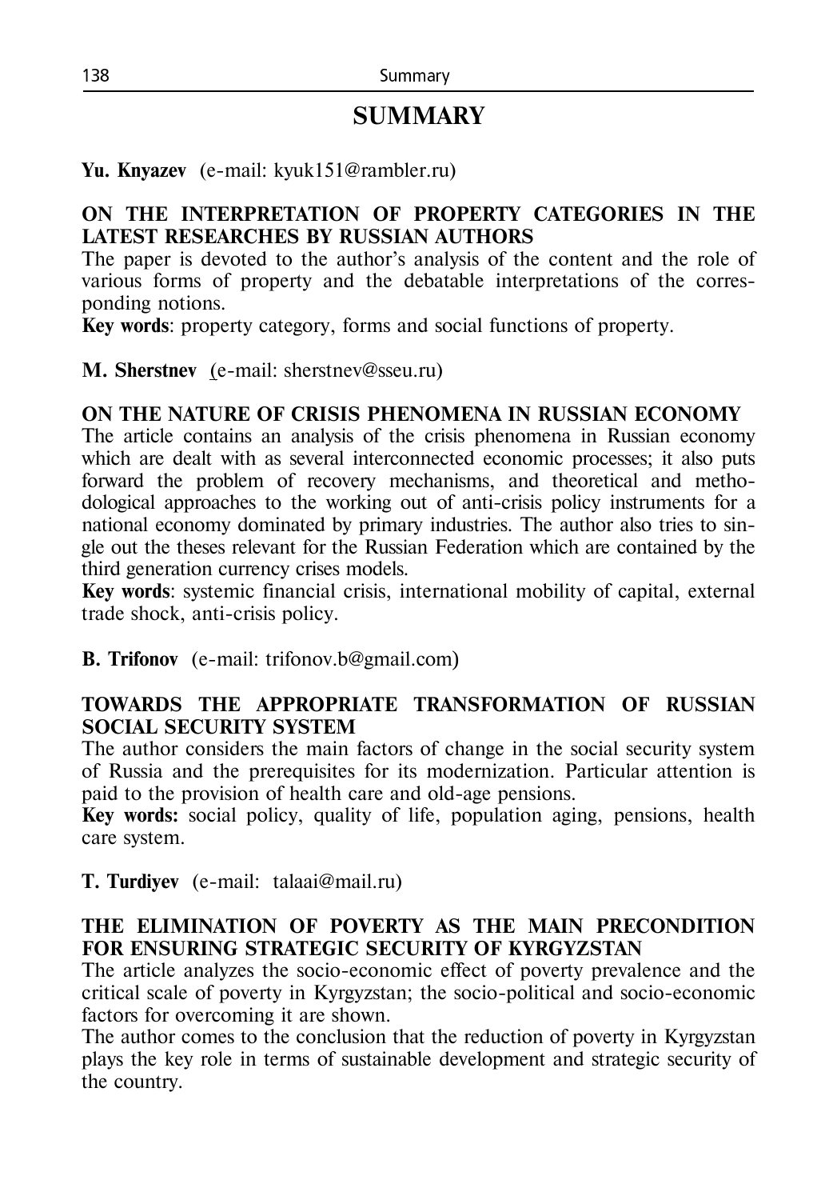# SUMMARY

**Yu. Knyazev** (e-mail: kyuk151@rambler.ru)

**ON THE INTERPRETATION OF PROPERTY CATEGORIES IN THE LATEST RESEARCHES BY RUSSIAN AUTHORS**

The paper is devoted to the author's analysis of the content and the role of various forms of property and the debatable interpretations of the corresponding notions.

**Key words**: property category, forms and social functions of property.

**M. Sherstnev** (e-mail: sherstnev@sseu.ru)

**ON THE NATURE OF CRISIS PHENOMENA IN RUSSIAN ECONOMY**

The article contains an analysis of the crisis phenomena in Russian economy which are dealt with as several interconnected economic processes; it also puts forward the problem of recovery mechanisms, and theoretical and methodological approaches to the working out of anti-crisis policy instruments for a national economy dominated by primary industries. The author also tries to single out the theses relevant for the Russian Federation which are contained by the third generation currency crises models.

**Key words**: systemic financial crisis, international mobility of capital, external trade shock, anti-crisis policy.

**B. Trifonov** (e-mail: trifonov.b@gmail.com)

**TOWARDS THE APPROPRIATE TRANSFORMATION OF RUSSIAN SOCIAL SECURITY SYSTEM**

The author considers the main factors of change in the social security system of Russia and the prerequisites for its modernization. Particular attention is paid to the provision of health care and old-age pensions.

**Key words:** social policy, quality of life, population aging, pensions, health care system.

**T. Turdiyev** (e-mail: talaai@mail.ru)

**THE ELIMINATION OF POVERTY AS THE MAIN PRECONDITION FOR ENSURING STRATEGIC SECURITY OF KYRGYZSTAN**

The article analyzes the socio-economic effect of poverty prevalence and the critical scale of poverty in Kyrgyzstan; the socio-political and socio-economic factors for overcoming it are shown.

The author comes to the conclusion that the reduction of poverty in Kyrgyzstan plays the key role in terms of sustainable development and strategic security of the country.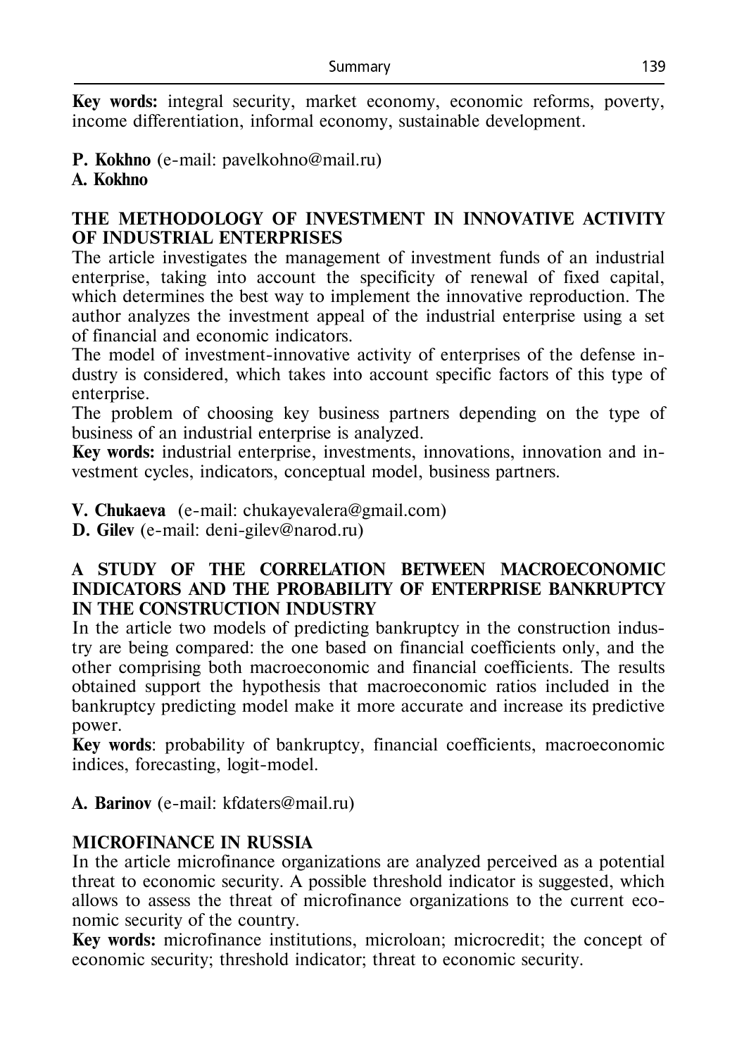**Key words:** integral security, market economy, economic reforms, poverty, income differentiation, informal economy, sustainable development.

**P. Kokhno** (e-mail: pavelkohno@mail.ru)
**A. Kokhno**

## THE METHODOLOGY OF INVESTMENT IN INNOVATIVE ACTIVITY OF INDUSTRIAL ENTERPRISES

The article investigates the management of investment funds of an industrial enterprise, taking into account the specificity of renewal of fixed capital, which determines the best way to implement the innovative reproduction. The author analyzes the investment appeal of the industrial enterprise using a set of financial and economic indicators.

The model of investment-innovative activity of enterprises of the defense industry is considered, which takes into account specific factors of this type of enterprise.

The problem of choosing key business partners depending on the type of business of an industrial enterprise is analyzed.

**Key words:** industrial enterprise, investments, innovations, innovation and investment cycles, indicators, conceptual model, business partners.

**V. Chukaeva** (e-mail: chukayevalera@gmail.com)
**D. Gilev** (e-mail: deni-gilev@narod.ru)

## A STUDY OF THE CORRELATION BETWEEN MACROECONOMIC INDICATORS AND THE PROBABILITY OF ENTERPRISE BANKRUPTCY IN THE CONSTRUCTION INDUSTRY

In the article two models of predicting bankruptcy in the construction industry are being compared: the one based on financial coefficients only, and the other comprising both macroeconomic and financial coefficients. The results obtained support the hypothesis that macroeconomic ratios included in the bankruptcy predicting model make it more accurate and increase its predictive power.

**Key words**: probability of bankruptcy, financial coefficients, macroeconomic indices, forecasting, logit-model.

**A. Barinov** (e-mail: kfdaters@mail.ru)

## MICROFINANCE IN RUSSIA

In the article microfinance organizations are analyzed perceived as a potential threat to economic security. A possible threshold indicator is suggested, which allows to assess the threat of microfinance organizations to the current economic security of the country.

**Key words:** microfinance institutions, microloan; microcredit; the concept of economic security; threshold indicator; threat to economic security.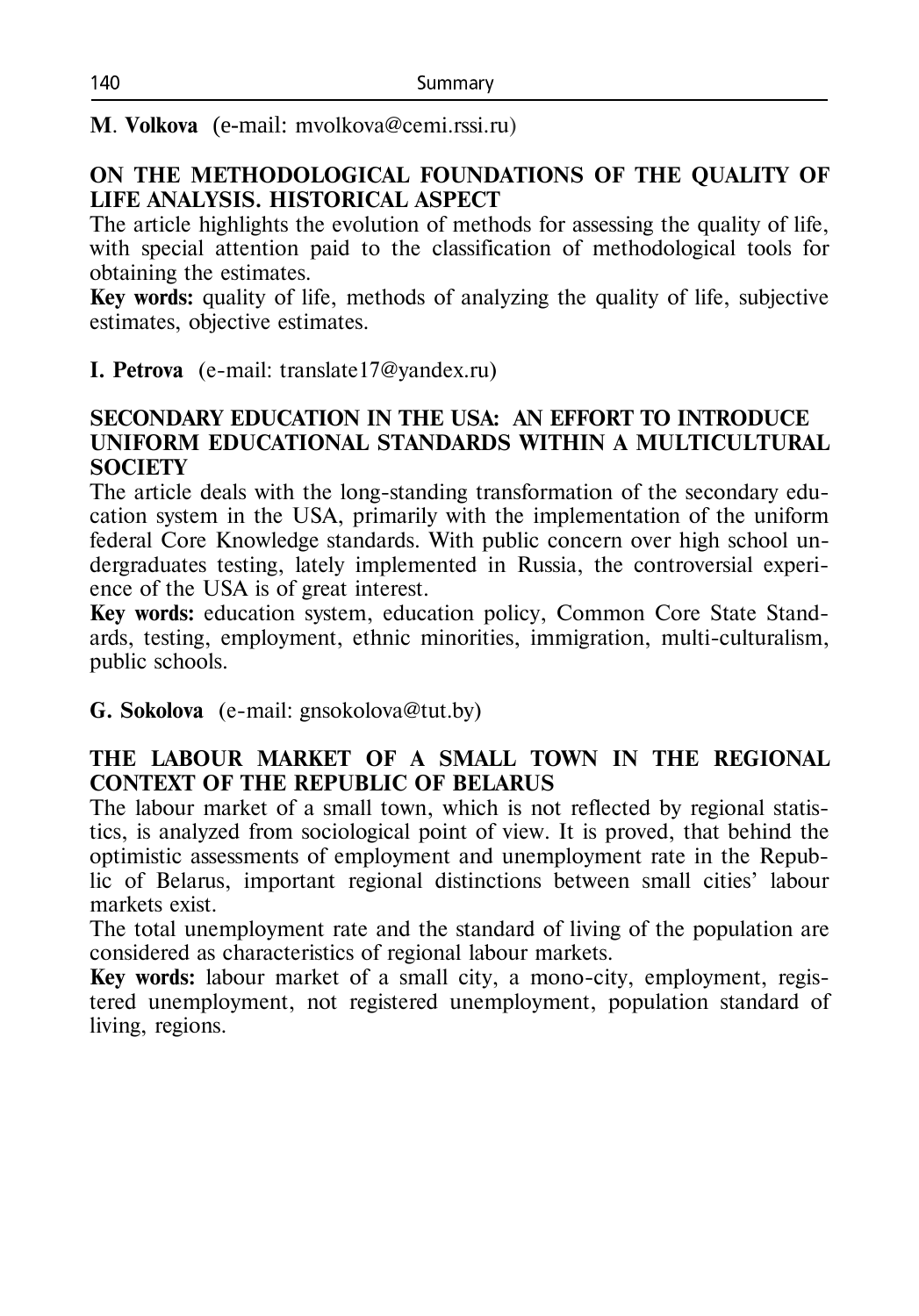**M. Volkova** (e-mail: mvolkova@cemi.rssi.ru)

## ON THE METHODOLOGICAL FOUNDATIONS OF THE QUALITY OF LIFE ANALYSIS. HISTORICAL ASPECT

The article highlights the evolution of methods for assessing the quality of life, with special attention paid to the classification of methodological tools for obtaining the estimates.

**Key words:** quality of life, methods of analyzing the quality of life, subjective estimates, objective estimates.

**I. Petrova** (e-mail: translate17@yandex.ru)

## SECONDARY EDUCATION IN THE USA: AN EFFORT TO INTRODUCE UNIFORM EDUCATIONAL STANDARDS WITHIN A MULTICULTURAL SOCIETY

The article deals with the long-standing transformation of the secondary education system in the USA, primarily with the implementation of the uniform federal Core Knowledge standards. With public concern over high school undergraduates testing, lately implemented in Russia, the controversial experience of the USA is of great interest.

**Key words:** education system, education policy, Common Core State Standards, testing, employment, ethnic minorities, immigration, multi-culturalism, public schools.

**G. Sokolova** (e-mail: gnsokolova@tut.by)

## THE LABOUR MARKET OF A SMALL TOWN IN THE REGIONAL CONTEXT OF THE REPUBLIC OF BELARUS

The labour market of a small town, which is not reflected by regional statistics, is analyzed from sociological point of view. It is proved, that behind the optimistic assessments of employment and unemployment rate in the Republic of Belarus, important regional distinctions between small cities' labour markets exist.

The total unemployment rate and the standard of living of the population are considered as characteristics of regional labour markets.

**Key words:** labour market of a small city, a mono-city, employment, registered unemployment, not registered unemployment, population standard of living, regions.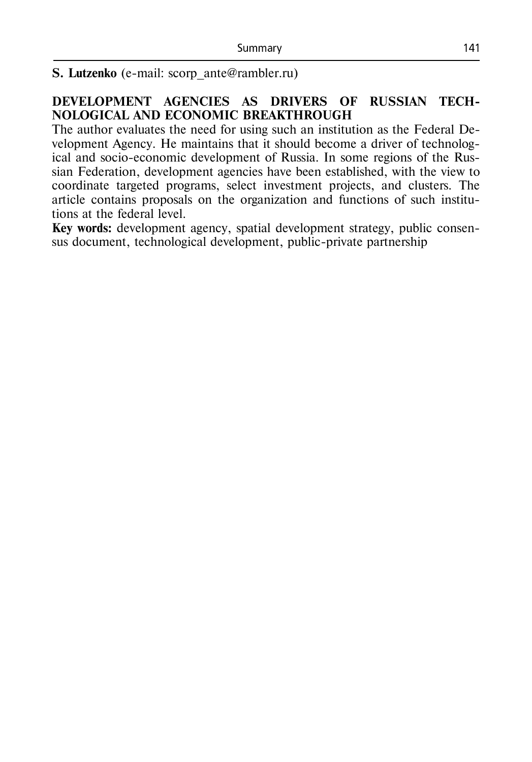**S. Lutzenko** (e-mail: scorp_ante@rambler.ru)

**DEVELOPMENT AGENCIES AS DRIVERS OF RUSSIAN TECHNOLOGICAL AND ECONOMIC BREAKTHROUGH**

The author evaluates the need for using such an institution as the Federal Development Agency. He maintains that it should become a driver of technological and socio-economic development of Russia. In some regions of the Russian Federation, development agencies have been established, with the view to coordinate targeted programs, select investment projects, and clusters. The article contains proposals on the organization and functions of such institutions at the federal level.

**Key words:** development agency, spatial development strategy, public consensus document, technological development, public-private partnership